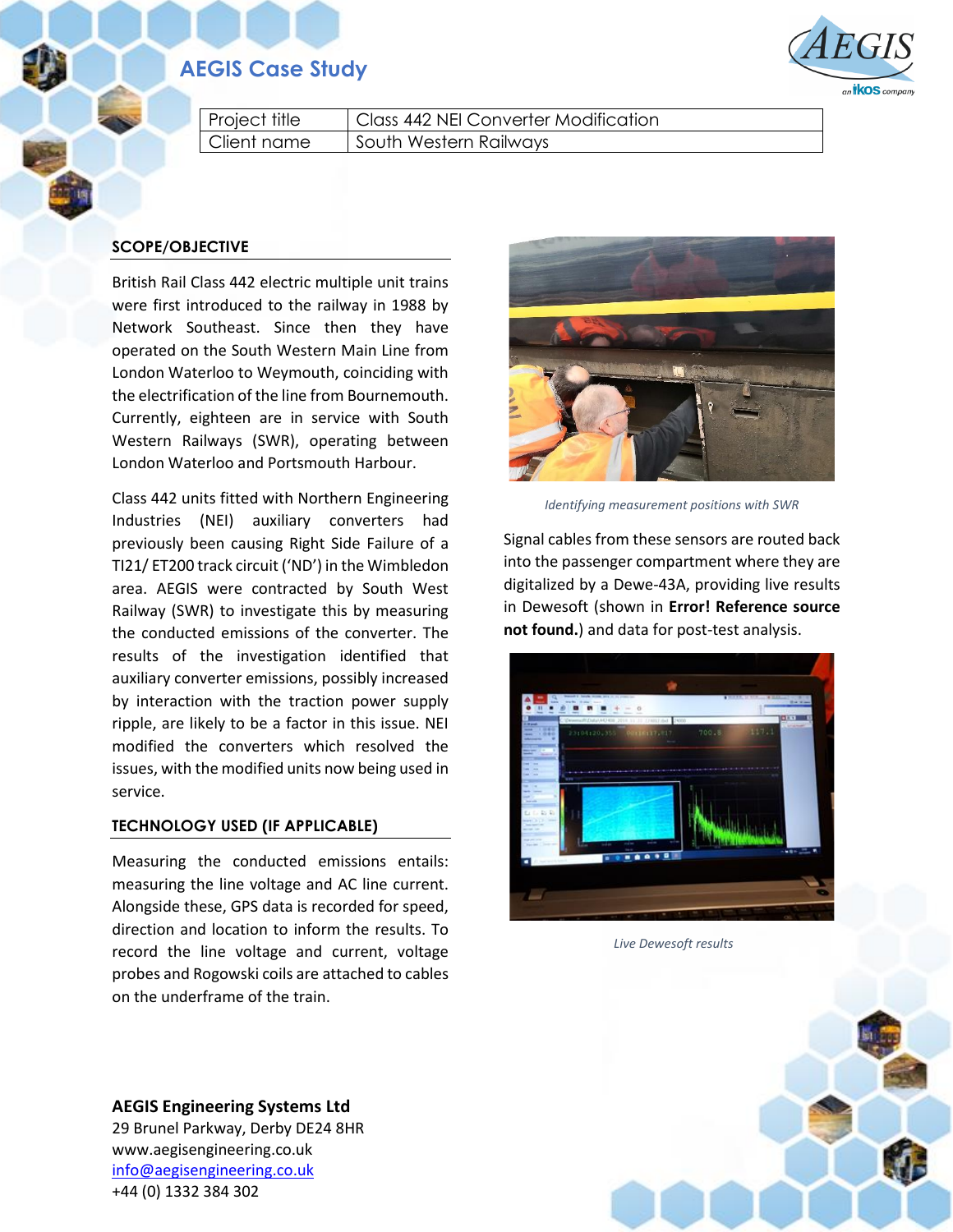# AEGIS Case Study

| | |
|---|---|
| Project title | Class 442 NEI Converter Modification |
| Client name | South Western Railways |

## SCOPE/OBJECTIVE

British Rail Class 442 electric multiple unit trains were first introduced to the railway in 1988 by Network Southeast. Since then they have operated on the South Western Main Line from London Waterloo to Weymouth, coinciding with the electrification of the line from Bournemouth. Currently, eighteen are in service with South Western Railways (SWR), operating between London Waterloo and Portsmouth Harbour.

Class 442 units fitted with Northern Engineering Industries (NEI) auxiliary converters had previously been causing Right Side Failure of a TI21/ ET200 track circuit (‘ND’) in the Wimbledon area. AEGIS were contracted by South West Railway (SWR) to investigate this by measuring the conducted emissions of the converter. The results of the investigation identified that auxiliary converter emissions, possibly increased by interaction with the traction power supply ripple, are likely to be a factor in this issue. NEI modified the converters which resolved the issues, with the modified units now being used in service.

## TECHNOLOGY USED (IF APPLICABLE)

Measuring the conducted emissions entails: measuring the line voltage and AC line current. Alongside these, GPS data is recorded for speed, direction and location to inform the results. To record the line voltage and current, voltage probes and Rogowski coils are attached to cables on the underframe of the train.

*Identifying measurement positions with SWR*

Signal cables from these sensors are routed back into the passenger compartment where they are digitalized by a Dewe-43A, providing live results in Dewesoft (shown in **Error! Reference source not found.**) and data for post-test analysis.

*Live Dewesoft results*

**AEGIS Engineering Systems Ltd**
29 Brunel Parkway, Derby DE24 8HR
www.aegisengineering.co.uk
info@aegisengineering.co.uk
+44 (0) 1332 384 302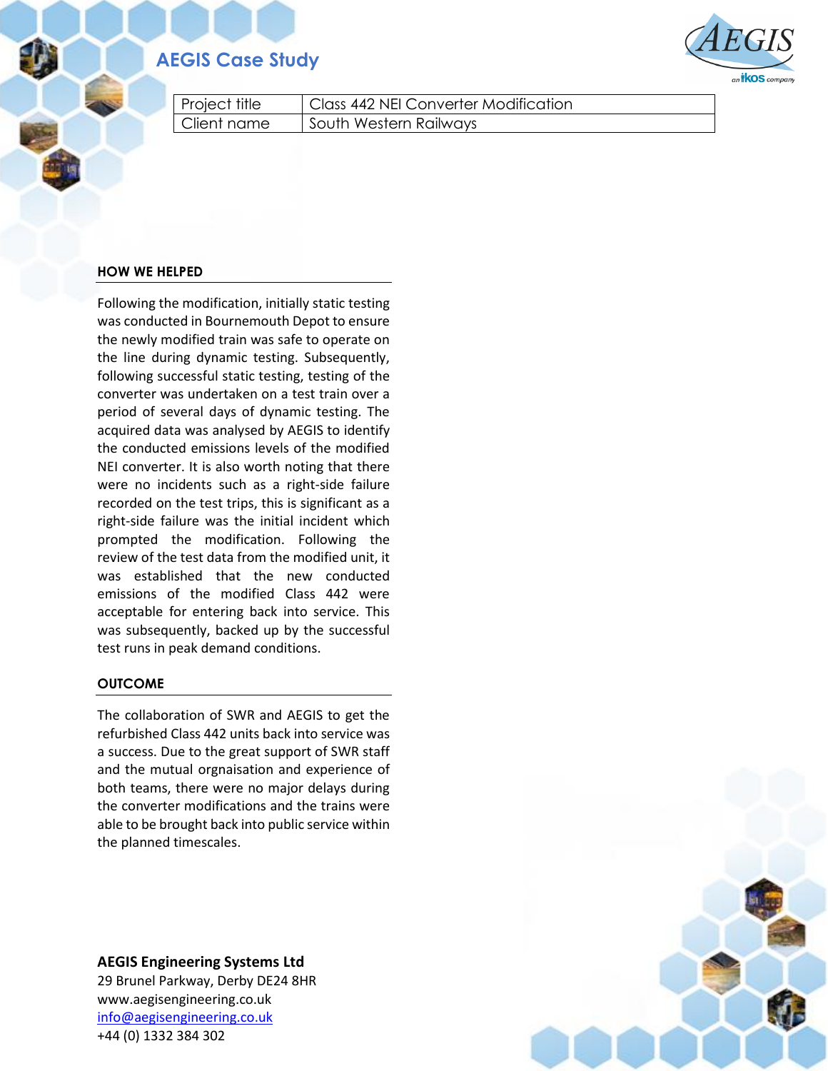## AEGIS Case Study

| | |
|---|---|
| Project title | Class 442 NEI Converter Modification |
| Client name | South Western Railways |

### HOW WE HELPED

Following the modification, initially static testing was conducted in Bournemouth Depot to ensure the newly modified train was safe to operate on the line during dynamic testing. Subsequently, following successful static testing, testing of the converter was undertaken on a test train over a period of several days of dynamic testing. The acquired data was analysed by AEGIS to identify the conducted emissions levels of the modified NEI converter. It is also worth noting that there were no incidents such as a right-side failure recorded on the test trips, this is significant as a right-side failure was the initial incident which prompted the modification. Following the review of the test data from the modified unit, it was established that the new conducted emissions of the modified Class 442 were acceptable for entering back into service. This was subsequently, backed up by the successful test runs in peak demand conditions.

### OUTCOME

The collaboration of SWR and AEGIS to get the refurbished Class 442 units back into service was a success. Due to the great support of SWR staff and the mutual orgnaisation and experience of both teams, there were no major delays during the converter modifications and the trains were able to be brought back into public service within the planned timescales.

**AEGIS Engineering Systems Ltd**
29 Brunel Parkway, Derby DE24 8HR
www.aegisengineering.co.uk
info@aegisengineering.co.uk
+44 (0) 1332 384 302